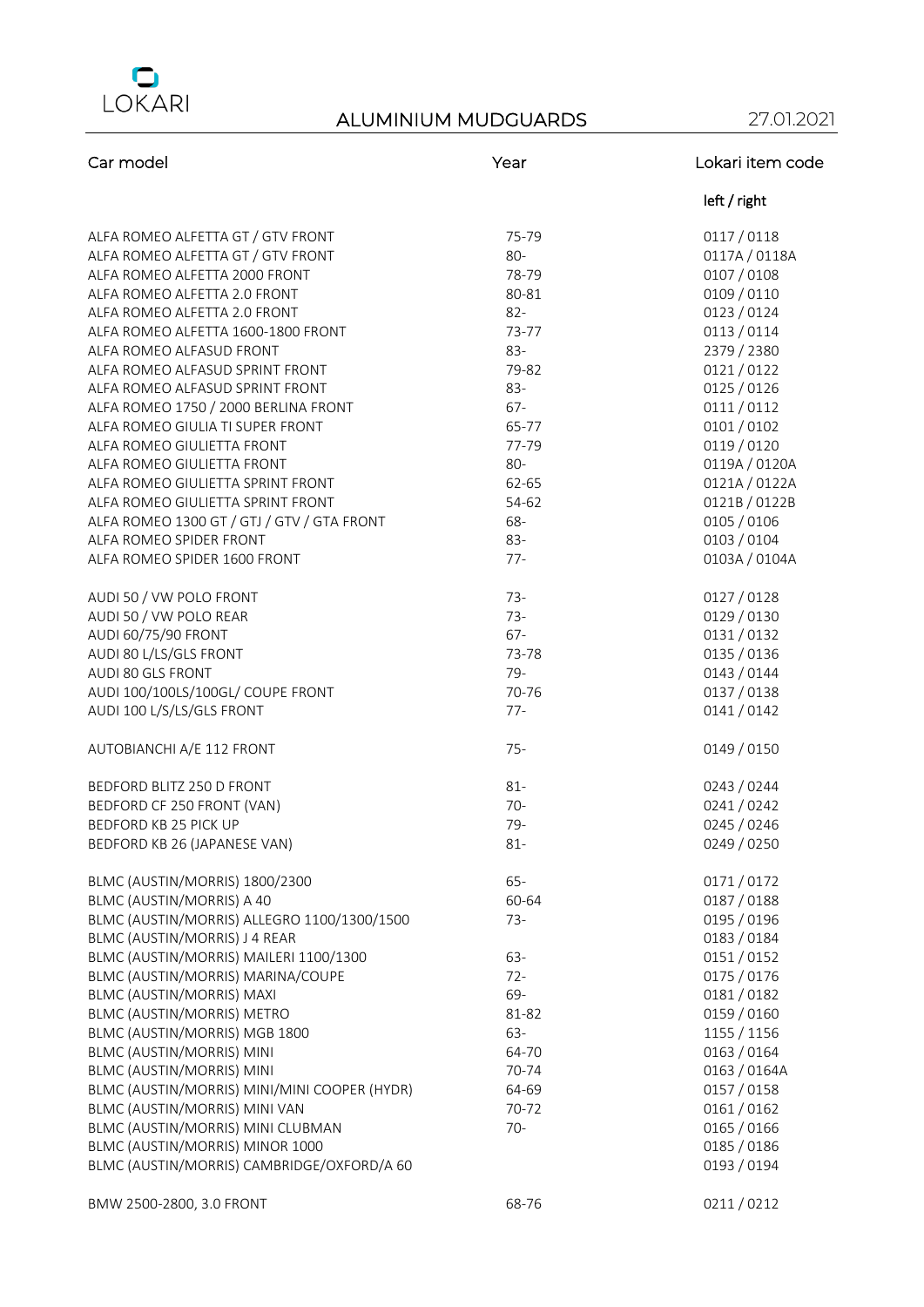LOKARI

# ALUMINIUM MUDGUARDS

27.01.2021

| Car model | Year | Lokari item code |
|---|---|---|
| | | left / right |
| ALFA ROMEO ALFETTA GT / GTV FRONT | 75-79 | 0117 / 0118 |
| ALFA ROMEO ALFETTA GT / GTV FRONT | 80- | 0117A / 0118A |
| ALFA ROMEO ALFETTA 2000 FRONT | 78-79 | 0107 / 0108 |
| ALFA ROMEO ALFETTA 2.0 FRONT | 80-81 | 0109 / 0110 |
| ALFA ROMEO ALFETTA 2.0 FRONT | 82- | 0123 / 0124 |
| ALFA ROMEO ALFETTA 1600-1800 FRONT | 73-77 | 0113 / 0114 |
| ALFA ROMEO ALFASUD FRONT | 83- | 2379 / 2380 |
| ALFA ROMEO ALFASUD SPRINT FRONT | 79-82 | 0121 / 0122 |
| ALFA ROMEO ALFASUD SPRINT FRONT | 83- | 0125 / 0126 |
| ALFA ROMEO 1750 / 2000 BERLINA FRONT | 67- | 0111 / 0112 |
| ALFA ROMEO GIULIA TI SUPER FRONT | 65-77 | 0101 / 0102 |
| ALFA ROMEO GIULIETTA FRONT | 77-79 | 0119 / 0120 |
| ALFA ROMEO GIULIETTA FRONT | 80- | 0119A / 0120A |
| ALFA ROMEO GIULIETTA SPRINT FRONT | 62-65 | 0121A / 0122A |
| ALFA ROMEO GIULIETTA SPRINT FRONT | 54-62 | 0121B / 0122B |
| ALFA ROMEO 1300 GT / GTJ / GTV / GTA FRONT | 68- | 0105 / 0106 |
| ALFA ROMEO SPIDER FRONT | 83- | 0103 / 0104 |
| ALFA ROMEO SPIDER 1600 FRONT | 77- | 0103A / 0104A |
| | | |
| AUDI 50 / VW POLO FRONT | 73- | 0127 / 0128 |
| AUDI 50 / VW POLO REAR | 73- | 0129 / 0130 |
| AUDI 60/75/90 FRONT | 67- | 0131 / 0132 |
| AUDI 80 L/LS/GLS FRONT | 73-78 | 0135 / 0136 |
| AUDI 80 GLS FRONT | 79- | 0143 / 0144 |
| AUDI 100/100LS/100GL/ COUPE FRONT | 70-76 | 0137 / 0138 |
| AUDI 100 L/S/LS/GLS FRONT | 77- | 0141 / 0142 |
| | | |
| AUTOBIANCHI A/E 112 FRONT | 75- | 0149 / 0150 |
| | | |
| BEDFORD BLITZ 250 D FRONT | 81- | 0243 / 0244 |
| BEDFORD CF 250 FRONT (VAN) | 70- | 0241 / 0242 |
| BEDFORD KB 25 PICK UP | 79- | 0245 / 0246 |
| BEDFORD KB 26 (JAPANESE VAN) | 81- | 0249 / 0250 |
| | | |
| BLMC (AUSTIN/MORRIS) 1800/2300 | 65- | 0171 / 0172 |
| BLMC (AUSTIN/MORRIS) A 40 | 60-64 | 0187 / 0188 |
| BLMC (AUSTIN/MORRIS) ALLEGRO 1100/1300/1500 | 73- | 0195 / 0196 |
| BLMC (AUSTIN/MORRIS) J 4 REAR | | 0183 / 0184 |
| BLMC (AUSTIN/MORRIS) MAILERI 1100/1300 | 63- | 0151 / 0152 |
| BLMC (AUSTIN/MORRIS) MARINA/COUPE | 72- | 0175 / 0176 |
| BLMC (AUSTIN/MORRIS) MAXI | 69- | 0181 / 0182 |
| BLMC (AUSTIN/MORRIS) METRO | 81-82 | 0159 / 0160 |
| BLMC (AUSTIN/MORRIS) MGB 1800 | 63- | 1155 / 1156 |
| BLMC (AUSTIN/MORRIS) MINI | 64-70 | 0163 / 0164 |
| BLMC (AUSTIN/MORRIS) MINI | 70-74 | 0163 / 0164A |
| BLMC (AUSTIN/MORRIS) MINI/MINI COOPER (HYDR) | 64-69 | 0157 / 0158 |
| BLMC (AUSTIN/MORRIS) MINI VAN | 70-72 | 0161 / 0162 |
| BLMC (AUSTIN/MORRIS) MINI CLUBMAN | 70- | 0165 / 0166 |
| BLMC (AUSTIN/MORRIS) MINOR 1000 | | 0185 / 0186 |
| BLMC (AUSTIN/MORRIS) CAMBRIDGE/OXFORD/A 60 | | 0193 / 0194 |
| | | |
| BMW 2500-2800, 3.0 FRONT | 68-76 | 0211 / 0212 |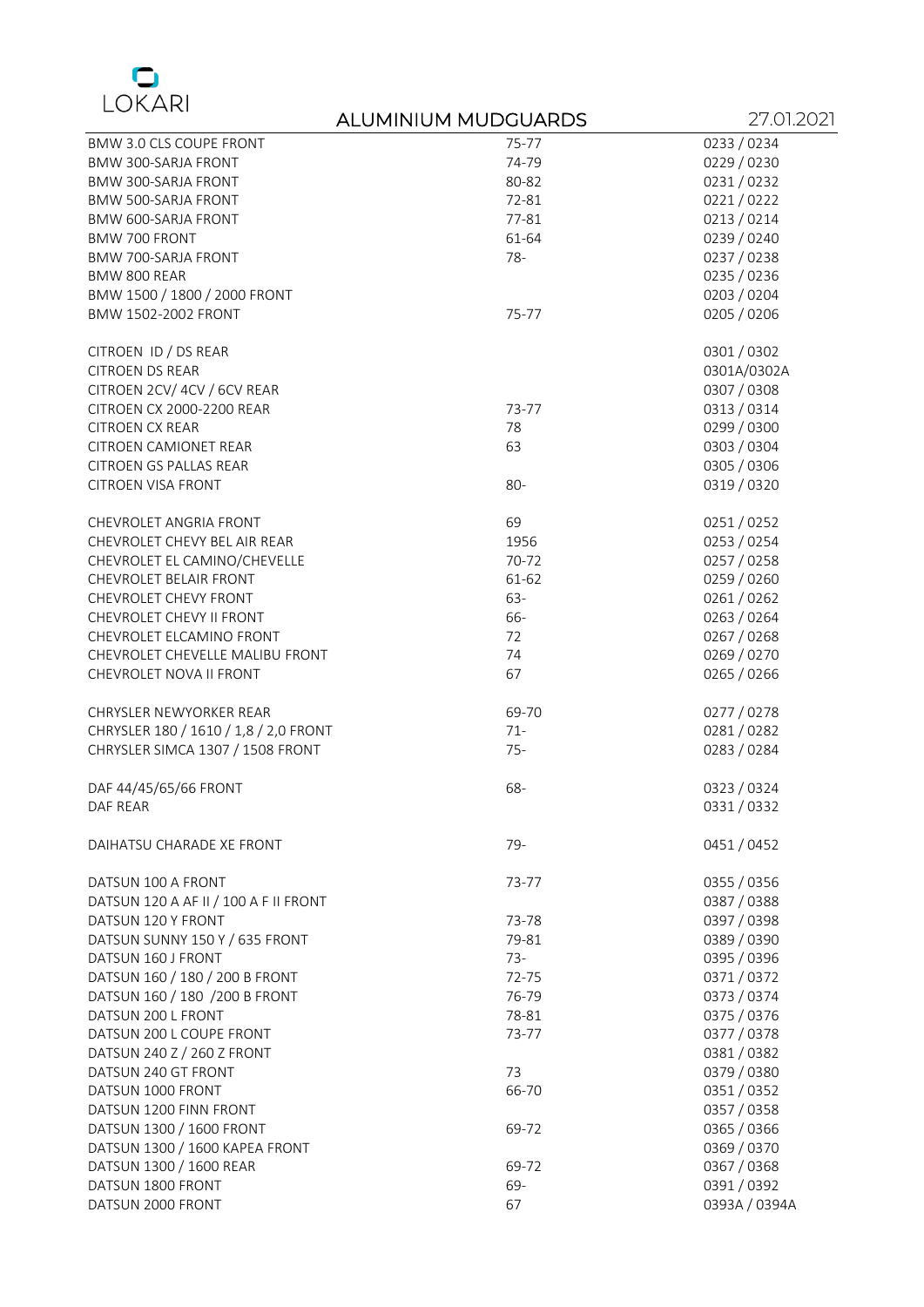LOKARI

# ALUMINIUM MUDGUARDS

27.01.2021

| | | |
|---|---|---|
| BMW 3.0 CLS COUPE FRONT | 75-77 | 0233 / 0234 |
| BMW 300-SARJA FRONT | 74-79 | 0229 / 0230 |
| BMW 300-SARJA FRONT | 80-82 | 0231 / 0232 |
| BMW 500-SARJA FRONT | 72-81 | 0221 / 0222 |
| BMW 600-SARJA FRONT | 77-81 | 0213 / 0214 |
| BMW 700 FRONT | 61-64 | 0239 / 0240 |
| BMW 700-SARJA FRONT | 78- | 0237 / 0238 |
| BMW 800 REAR | | 0235 / 0236 |
| BMW 1500 / 1800 / 2000 FRONT | | 0203 / 0204 |
| BMW 1502-2002 FRONT | 75-77 | 0205 / 0206 |
| | | |
| CITROEN ID / DS REAR | | 0301 / 0302 |
| CITROEN DS REAR | | 0301A/0302A |
| CITROEN 2CV/ 4CV / 6CV REAR | | 0307 / 0308 |
| CITROEN CX 2000-2200 REAR | 73-77 | 0313 / 0314 |
| CITROEN CX REAR | 78 | 0299 / 0300 |
| CITROEN CAMIONET REAR | 63 | 0303 / 0304 |
| CITROEN GS PALLAS REAR | | 0305 / 0306 |
| CITROEN VISA FRONT | 80- | 0319 / 0320 |
| | | |
| CHEVROLET ANGRIA FRONT | 69 | 0251 / 0252 |
| CHEVROLET CHEVY BEL AIR REAR | 1956 | 0253 / 0254 |
| CHEVROLET EL CAMINO/CHEVELLE | 70-72 | 0257 / 0258 |
| CHEVROLET BELAIR FRONT | 61-62 | 0259 / 0260 |
| CHEVROLET CHEVY FRONT | 63- | 0261 / 0262 |
| CHEVROLET CHEVY II FRONT | 66- | 0263 / 0264 |
| CHEVROLET ELCAMINO FRONT | 72 | 0267 / 0268 |
| CHEVROLET CHEVELLE MALIBU FRONT | 74 | 0269 / 0270 |
| CHEVROLET NOVA II FRONT | 67 | 0265 / 0266 |
| | | |
| CHRYSLER NEWYORKER REAR | 69-70 | 0277 / 0278 |
| CHRYSLER 180 / 1610 / 1,8 / 2,0 FRONT | 71- | 0281 / 0282 |
| CHRYSLER SIMCA 1307 / 1508 FRONT | 75- | 0283 / 0284 |
| | | |
| DAF 44/45/65/66 FRONT | 68- | 0323 / 0324 |
| DAF REAR | | 0331 / 0332 |
| | | |
| DAIHATSU CHARADE XE FRONT | 79- | 0451 / 0452 |
| | | |
| DATSUN 100 A FRONT | 73-77 | 0355 / 0356 |
| DATSUN 120 A AF II / 100 A F II FRONT | | 0387 / 0388 |
| DATSUN 120 Y FRONT | 73-78 | 0397 / 0398 |
| DATSUN SUNNY 150 Y / 635 FRONT | 79-81 | 0389 / 0390 |
| DATSUN 160 J FRONT | 73- | 0395 / 0396 |
| DATSUN 160 / 180 / 200 B FRONT | 72-75 | 0371 / 0372 |
| DATSUN 160 / 180 /200 B FRONT | 76-79 | 0373 / 0374 |
| DATSUN 200 L FRONT | 78-81 | 0375 / 0376 |
| DATSUN 200 L COUPE FRONT | 73-77 | 0377 / 0378 |
| DATSUN 240 Z / 260 Z FRONT | | 0381 / 0382 |
| DATSUN 240 GT FRONT | 73 | 0379 / 0380 |
| DATSUN 1000 FRONT | 66-70 | 0351 / 0352 |
| DATSUN 1200 FINN FRONT | | 0357 / 0358 |
| DATSUN 1300 / 1600 FRONT | 69-72 | 0365 / 0366 |
| DATSUN 1300 / 1600 KAPEA FRONT | | 0369 / 0370 |
| DATSUN 1300 / 1600 REAR | 69-72 | 0367 / 0368 |
| DATSUN 1800 FRONT | 69- | 0391 / 0392 |
| DATSUN 2000 FRONT | 67 | 0393A / 0394A |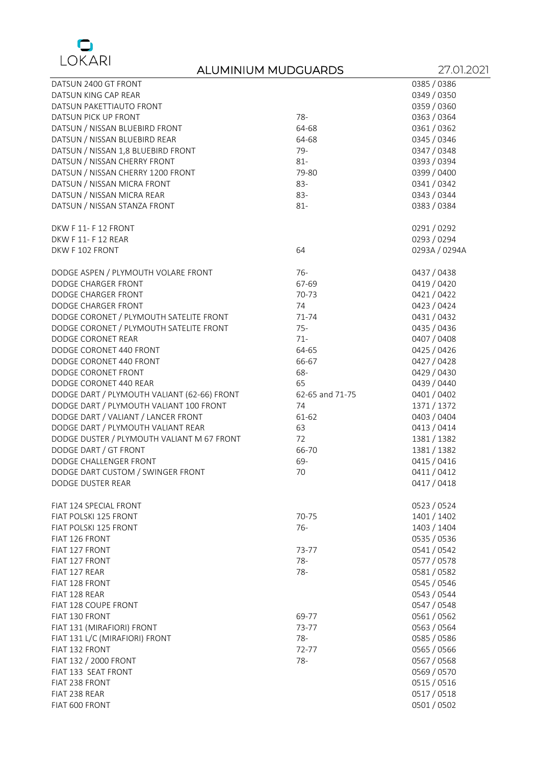LOKARI

## ALUMINIUM MUDGUARDS

27.01.2021

| | | |
|---|---|---|
| DATSUN 2400 GT FRONT | | 0385 / 0386 |
| DATSUN KING CAP REAR | | 0349 / 0350 |
| DATSUN PAKETTIAUTO FRONT | | 0359 / 0360 |
| DATSUN PICK UP FRONT | 78- | 0363 / 0364 |
| DATSUN / NISSAN BLUEBIRD FRONT | 64-68 | 0361 / 0362 |
| DATSUN / NISSAN BLUEBIRD REAR | 64-68 | 0345 / 0346 |
| DATSUN / NISSAN 1,8 BLUEBIRD FRONT | 79- | 0347 / 0348 |
| DATSUN / NISSAN CHERRY FRONT | 81- | 0393 / 0394 |
| DATSUN / NISSAN CHERRY 1200 FRONT | 79-80 | 0399 / 0400 |
| DATSUN / NISSAN MICRA FRONT | 83- | 0341 / 0342 |
| DATSUN / NISSAN MICRA REAR | 83- | 0343 / 0344 |
| DATSUN / NISSAN STANZA FRONT | 81- | 0383 / 0384 |
| | | |
| DKW F 11- F 12 FRONT | | 0291 / 0292 |
| DKW F 11- F 12 REAR | | 0293 / 0294 |
| DKW F 102 FRONT | 64 | 0293A / 0294A |
| | | |
| DODGE ASPEN / PLYMOUTH VOLARE FRONT | 76- | 0437 / 0438 |
| DODGE CHARGER FRONT | 67-69 | 0419 / 0420 |
| DODGE CHARGER FRONT | 70-73 | 0421 / 0422 |
| DODGE CHARGER FRONT | 74 | 0423 / 0424 |
| DODGE CORONET / PLYMOUTH SATELITE FRONT | 71-74 | 0431 / 0432 |
| DODGE CORONET / PLYMOUTH SATELITE FRONT | 75- | 0435 / 0436 |
| DODGE CORONET REAR | 71- | 0407 / 0408 |
| DODGE CORONET 440 FRONT | 64-65 | 0425 / 0426 |
| DODGE CORONET 440 FRONT | 66-67 | 0427 / 0428 |
| DODGE CORONET FRONT | 68- | 0429 / 0430 |
| DODGE CORONET 440 REAR | 65 | 0439 / 0440 |
| DODGE DART / PLYMOUTH VALIANT (62-66) FRONT | 62-65 and 71-75 | 0401 / 0402 |
| DODGE DART / PLYMOUTH VALIANT 100 FRONT | 74 | 1371 / 1372 |
| DODGE DART / VALIANT / LANCER FRONT | 61-62 | 0403 / 0404 |
| DODGE DART / PLYMOUTH VALIANT REAR | 63 | 0413 / 0414 |
| DODGE DUSTER / PLYMOUTH VALIANT M 67 FRONT | 72 | 1381 / 1382 |
| DODGE DART / GT FRONT | 66-70 | 1381 / 1382 |
| DODGE CHALLENGER FRONT | 69- | 0415 / 0416 |
| DODGE DART CUSTOM / SWINGER FRONT | 70 | 0411 / 0412 |
| DODGE DUSTER REAR | | 0417 / 0418 |
| | | |
| FIAT 124 SPECIAL FRONT | | 0523 / 0524 |
| FIAT POLSKI 125 FRONT | 70-75 | 1401 / 1402 |
| FIAT POLSKI 125 FRONT | 76- | 1403 / 1404 |
| FIAT 126 FRONT | | 0535 / 0536 |
| FIAT 127 FRONT | 73-77 | 0541 / 0542 |
| FIAT 127 FRONT | 78- | 0577 / 0578 |
| FIAT 127 REAR | 78- | 0581 / 0582 |
| FIAT 128 FRONT | | 0545 / 0546 |
| FIAT 128 REAR | | 0543 / 0544 |
| FIAT 128 COUPE FRONT | | 0547 / 0548 |
| FIAT 130 FRONT | 69-77 | 0561 / 0562 |
| FIAT 131 (MIRAFIORI) FRONT | 73-77 | 0563 / 0564 |
| FIAT 131 L/C (MIRAFIORI) FRONT | 78- | 0585 / 0586 |
| FIAT 132 FRONT | 72-77 | 0565 / 0566 |
| FIAT 132 / 2000 FRONT | 78- | 0567 / 0568 |
| FIAT 133 SEAT FRONT | | 0569 / 0570 |
| FIAT 238 FRONT | | 0515 / 0516 |
| FIAT 238 REAR | | 0517 / 0518 |
| FIAT 600 FRONT | | 0501 / 0502 |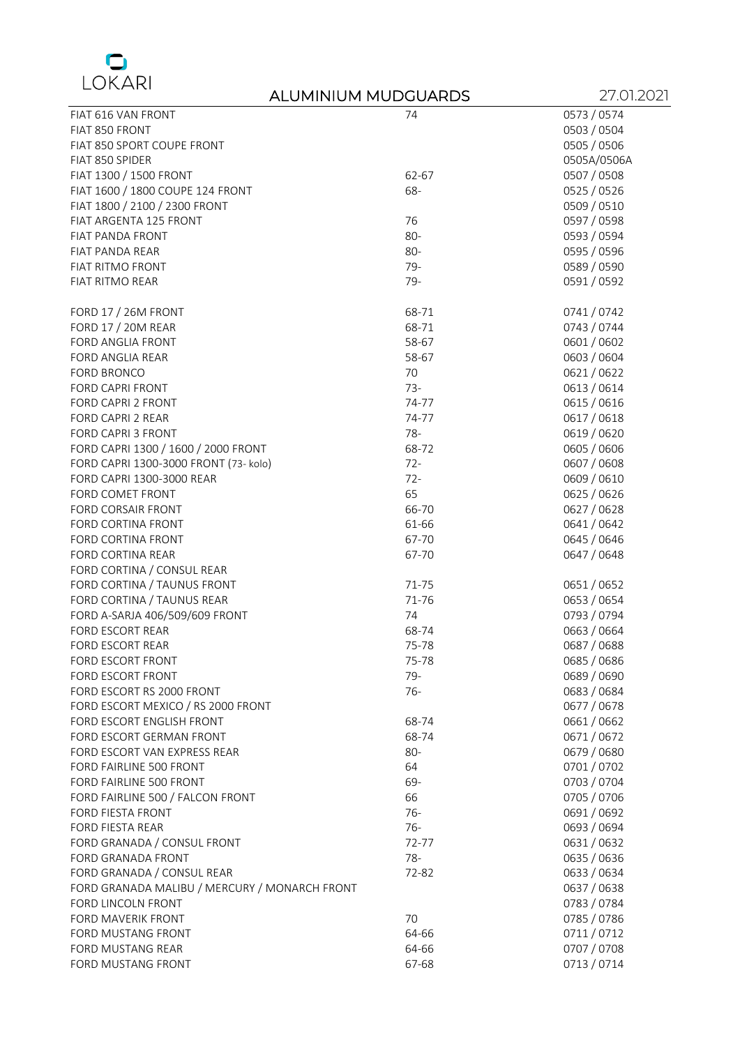LOKARI

## ALUMINIUM MUDGUARDS

27.01.2021

| | | |
|---|---|---|
| FIAT 616 VAN FRONT | 74 | 0573 / 0574 |
| FIAT 850 FRONT | | 0503 / 0504 |
| FIAT 850 SPORT COUPE FRONT | | 0505 / 0506 |
| FIAT 850 SPIDER | | 0505A/0506A |
| FIAT 1300 / 1500 FRONT | 62-67 | 0507 / 0508 |
| FIAT 1600 / 1800 COUPE 124 FRONT | 68- | 0525 / 0526 |
| FIAT 1800 / 2100 / 2300 FRONT | | 0509 / 0510 |
| FIAT ARGENTA 125 FRONT | 76 | 0597 / 0598 |
| FIAT PANDA FRONT | 80- | 0593 / 0594 |
| FIAT PANDA REAR | 80- | 0595 / 0596 |
| FIAT RITMO FRONT | 79- | 0589 / 0590 |
| FIAT RITMO REAR | 79- | 0591 / 0592 |
| | | |
| FORD 17 / 26M FRONT | 68-71 | 0741 / 0742 |
| FORD 17 / 20M REAR | 68-71 | 0743 / 0744 |
| FORD ANGLIA FRONT | 58-67 | 0601 / 0602 |
| FORD ANGLIA REAR | 58-67 | 0603 / 0604 |
| FORD BRONCO | 70 | 0621 / 0622 |
| FORD CAPRI FRONT | 73- | 0613 / 0614 |
| FORD CAPRI 2 FRONT | 74-77 | 0615 / 0616 |
| FORD CAPRI 2 REAR | 74-77 | 0617 / 0618 |
| FORD CAPRI 3 FRONT | 78- | 0619 / 0620 |
| FORD CAPRI 1300 / 1600 / 2000 FRONT | 68-72 | 0605 / 0606 |
| FORD CAPRI 1300-3000 FRONT (73- kolo) | 72- | 0607 / 0608 |
| FORD CAPRI 1300-3000 REAR | 72- | 0609 / 0610 |
| FORD COMET FRONT | 65 | 0625 / 0626 |
| FORD CORSAIR FRONT | 66-70 | 0627 / 0628 |
| FORD CORTINA FRONT | 61-66 | 0641 / 0642 |
| FORD CORTINA FRONT | 67-70 | 0645 / 0646 |
| FORD CORTINA REAR | 67-70 | 0647 / 0648 |
| FORD CORTINA / CONSUL REAR | | |
| FORD CORTINA / TAUNUS FRONT | 71-75 | 0651 / 0652 |
| FORD CORTINA / TAUNUS REAR | 71-76 | 0653 / 0654 |
| FORD A-SARJA 406/509/609 FRONT | 74 | 0793 / 0794 |
| FORD ESCORT REAR | 68-74 | 0663 / 0664 |
| FORD ESCORT REAR | 75-78 | 0687 / 0688 |
| FORD ESCORT FRONT | 75-78 | 0685 / 0686 |
| FORD ESCORT FRONT | 79- | 0689 / 0690 |
| FORD ESCORT RS 2000 FRONT | 76- | 0683 / 0684 |
| FORD ESCORT MEXICO / RS 2000 FRONT | | 0677 / 0678 |
| FORD ESCORT ENGLISH FRONT | 68-74 | 0661 / 0662 |
| FORD ESCORT GERMAN FRONT | 68-74 | 0671 / 0672 |
| FORD ESCORT VAN EXPRESS REAR | 80- | 0679 / 0680 |
| FORD FAIRLINE 500 FRONT | 64 | 0701 / 0702 |
| FORD FAIRLINE 500 FRONT | 69- | 0703 / 0704 |
| FORD FAIRLINE 500 / FALCON FRONT | 66 | 0705 / 0706 |
| FORD FIESTA FRONT | 76- | 0691 / 0692 |
| FORD FIESTA REAR | 76- | 0693 / 0694 |
| FORD GRANADA / CONSUL FRONT | 72-77 | 0631 / 0632 |
| FORD GRANADA FRONT | 78- | 0635 / 0636 |
| FORD GRANADA / CONSUL REAR | 72-82 | 0633 / 0634 |
| FORD GRANADA MALIBU / MERCURY / MONARCH FRONT | | 0637 / 0638 |
| FORD LINCOLN FRONT | | 0783 / 0784 |
| FORD MAVERIK FRONT | 70 | 0785 / 0786 |
| FORD MUSTANG FRONT | 64-66 | 0711 / 0712 |
| FORD MUSTANG REAR | 64-66 | 0707 / 0708 |
| FORD MUSTANG FRONT | 67-68 | 0713 / 0714 |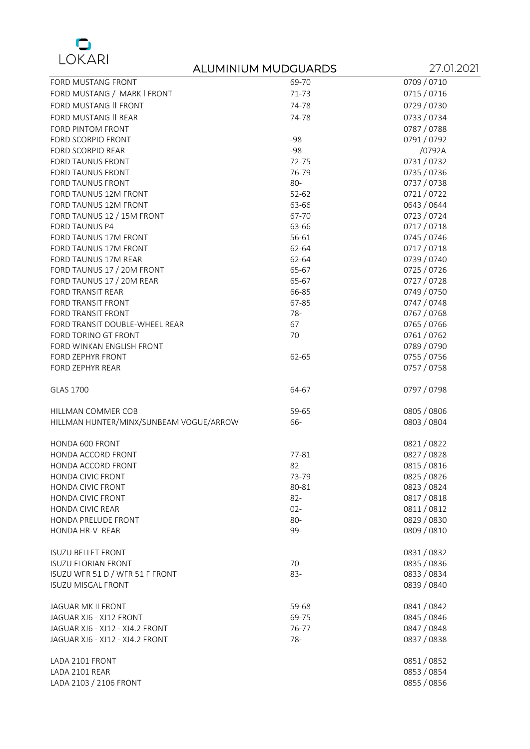LOKARI

# ALUMINIUM MUDGUARDS

27.01.2021

| | | |
|---|---|---|
| FORD MUSTANG FRONT | 69-70 | 0709 / 0710 |
| FORD MUSTANG / MARK I FRONT | 71-73 | 0715 / 0716 |
| FORD MUSTANG II FRONT | 74-78 | 0729 / 0730 |
| FORD MUSTANG II REAR | 74-78 | 0733 / 0734 |
| FORD PINTOM FRONT | | 0787 / 0788 |
| FORD SCORPIO FRONT | -98 | 0791 / 0792 |
| FORD SCORPIO REAR | -98 | /0792A |
| FORD TAUNUS FRONT | 72-75 | 0731 / 0732 |
| FORD TAUNUS FRONT | 76-79 | 0735 / 0736 |
| FORD TAUNUS FRONT | 80- | 0737 / 0738 |
| FORD TAUNUS 12M FRONT | 52-62 | 0721 / 0722 |
| FORD TAUNUS 12M FRONT | 63-66 | 0643 / 0644 |
| FORD TAUNUS 12 / 15M FRONT | 67-70 | 0723 / 0724 |
| FORD TAUNUS P4 | 63-66 | 0717 / 0718 |
| FORD TAUNUS 17M FRONT | 56-61 | 0745 / 0746 |
| FORD TAUNUS 17M FRONT | 62-64 | 0717 / 0718 |
| FORD TAUNUS 17M REAR | 62-64 | 0739 / 0740 |
| FORD TAUNUS 17 / 20M FRONT | 65-67 | 0725 / 0726 |
| FORD TAUNUS 17 / 20M REAR | 65-67 | 0727 / 0728 |
| FORD TRANSIT REAR | 66-85 | 0749 / 0750 |
| FORD TRANSIT FRONT | 67-85 | 0747 / 0748 |
| FORD TRANSIT FRONT | 78- | 0767 / 0768 |
| FORD TRANSIT DOUBLE-WHEEL REAR | 67 | 0765 / 0766 |
| FORD TORINO GT FRONT | 70 | 0761 / 0762 |
| FORD WINKAN ENGLISH FRONT | | 0789 / 0790 |
| FORD ZEPHYR FRONT | 62-65 | 0755 / 0756 |
| FORD ZEPHYR REAR | | 0757 / 0758 |
| | | |
| GLAS 1700 | 64-67 | 0797 / 0798 |
| | | |
| HILLMAN COMMER COB | 59-65 | 0805 / 0806 |
| HILLMAN HUNTER/MINX/SUNBEAM VOGUE/ARROW | 66- | 0803 / 0804 |
| | | |
| HONDA 600 FRONT | | 0821 / 0822 |
| HONDA ACCORD FRONT | 77-81 | 0827 / 0828 |
| HONDA ACCORD FRONT | 82 | 0815 / 0816 |
| HONDA CIVIC FRONT | 73-79 | 0825 / 0826 |
| HONDA CIVIC FRONT | 80-81 | 0823 / 0824 |
| HONDA CIVIC FRONT | 82- | 0817 / 0818 |
| HONDA CIVIC REAR | 02- | 0811 / 0812 |
| HONDA PRELUDE FRONT | 80- | 0829 / 0830 |
| HONDA HR-V REAR | 99- | 0809 / 0810 |
| | | |
| ISUZU BELLET FRONT | | 0831 / 0832 |
| ISUZU FLORIAN FRONT | 70- | 0835 / 0836 |
| ISUZU WFR 51 D / WFR 51 F FRONT | 83- | 0833 / 0834 |
| ISUZU MISGAL FRONT | | 0839 / 0840 |
| | | |
| JAGUAR MK II FRONT | 59-68 | 0841 / 0842 |
| JAGUAR XJ6 - XJ12 FRONT | 69-75 | 0845 / 0846 |
| JAGUAR XJ6 - XJ12 - XJ4.2 FRONT | 76-77 | 0847 / 0848 |
| JAGUAR XJ6 - XJ12 - XJ4.2 FRONT | 78- | 0837 / 0838 |
| | | |
| LADA 2101 FRONT | | 0851 / 0852 |
| LADA 2101 REAR | | 0853 / 0854 |
| LADA 2103 / 2106 FRONT | | 0855 / 0856 |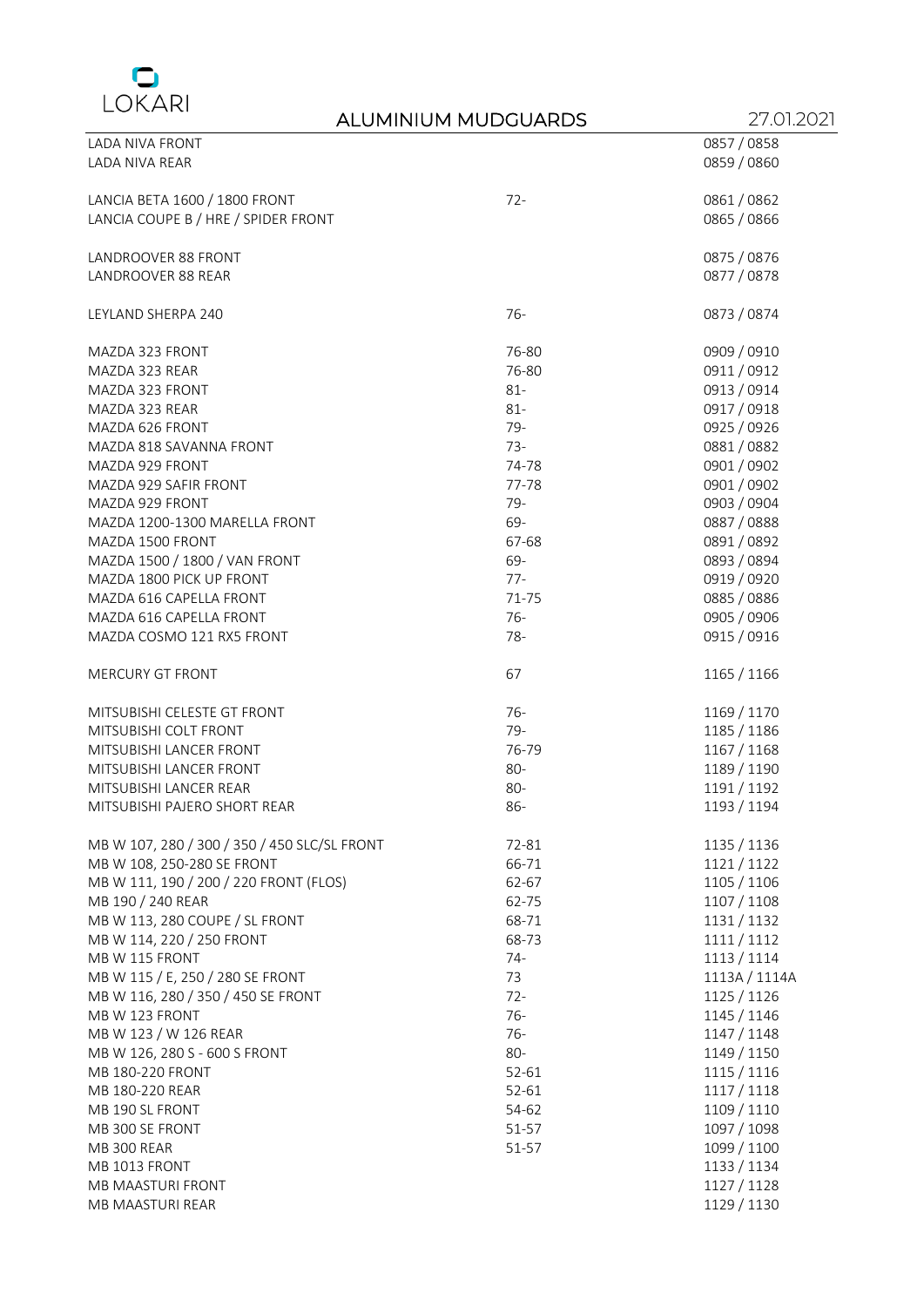LOKARI

## ALUMINIUM MUDGUARDS

27.01.2021

| Model | Years | Code |
|---|---|---|
| LADA NIVA FRONT | | 0857 / 0858 |
| LADA NIVA REAR | | 0859 / 0860 |
| | | |
| LANCIA BETA 1600 / 1800 FRONT | 72- | 0861 / 0862 |
| LANCIA COUPE B / HRE / SPIDER FRONT | | 0865 / 0866 |
| | | |
| LANDROOVER 88 FRONT | | 0875 / 0876 |
| LANDROOVER 88 REAR | | 0877 / 0878 |
| | | |
| LEYLAND SHERPA 240 | 76- | 0873 / 0874 |
| | | |
| MAZDA 323 FRONT | 76-80 | 0909 / 0910 |
| MAZDA 323 REAR | 76-80 | 0911 / 0912 |
| MAZDA 323 FRONT | 81- | 0913 / 0914 |
| MAZDA 323 REAR | 81- | 0917 / 0918 |
| MAZDA 626 FRONT | 79- | 0925 / 0926 |
| MAZDA 818 SAVANNA FRONT | 73- | 0881 / 0882 |
| MAZDA 929 FRONT | 74-78 | 0901 / 0902 |
| MAZDA 929 SAFIR FRONT | 77-78 | 0901 / 0902 |
| MAZDA 929 FRONT | 79- | 0903 / 0904 |
| MAZDA 1200-1300 MARELLA FRONT | 69- | 0887 / 0888 |
| MAZDA 1500 FRONT | 67-68 | 0891 / 0892 |
| MAZDA 1500 / 1800 / VAN FRONT | 69- | 0893 / 0894 |
| MAZDA 1800 PICK UP FRONT | 77- | 0919 / 0920 |
| MAZDA 616 CAPELLA FRONT | 71-75 | 0885 / 0886 |
| MAZDA 616 CAPELLA FRONT | 76- | 0905 / 0906 |
| MAZDA COSMO 121 RX5 FRONT | 78- | 0915 / 0916 |
| | | |
| MERCURY GT FRONT | 67 | 1165 / 1166 |
| | | |
| MITSUBISHI CELESTE GT FRONT | 76- | 1169 / 1170 |
| MITSUBISHI COLT FRONT | 79- | 1185 / 1186 |
| MITSUBISHI LANCER FRONT | 76-79 | 1167 / 1168 |
| MITSUBISHI LANCER FRONT | 80- | 1189 / 1190 |
| MITSUBISHI LANCER REAR | 80- | 1191 / 1192 |
| MITSUBISHI PAJERO SHORT REAR | 86- | 1193 / 1194 |
| | | |
| MB W 107, 280 / 300 / 350 / 450 SLC/SL FRONT | 72-81 | 1135 / 1136 |
| MB W 108, 250-280 SE FRONT | 66-71 | 1121 / 1122 |
| MB W 111, 190 / 200 / 220 FRONT (FLOS) | 62-67 | 1105 / 1106 |
| MB 190 / 240 REAR | 62-75 | 1107 / 1108 |
| MB W 113, 280 COUPE / SL FRONT | 68-71 | 1131 / 1132 |
| MB W 114, 220 / 250 FRONT | 68-73 | 1111 / 1112 |
| MB W 115 FRONT | 74- | 1113 / 1114 |
| MB W 115 / E, 250 / 280 SE FRONT | 73 | 1113A / 1114A |
| MB W 116, 280 / 350 / 450 SE FRONT | 72- | 1125 / 1126 |
| MB W 123 FRONT | 76- | 1145 / 1146 |
| MB W 123 / W 126 REAR | 76- | 1147 / 1148 |
| MB W 126, 280 S - 600 S FRONT | 80- | 1149 / 1150 |
| MB 180-220 FRONT | 52-61 | 1115 / 1116 |
| MB 180-220 REAR | 52-61 | 1117 / 1118 |
| MB 190 SL FRONT | 54-62 | 1109 / 1110 |
| MB 300 SE FRONT | 51-57 | 1097 / 1098 |
| MB 300 REAR | 51-57 | 1099 / 1100 |
| MB 1013 FRONT | | 1133 / 1134 |
| MB MAASTURI FRONT | | 1127 / 1128 |
| MB MAASTURI REAR | | 1129 / 1130 |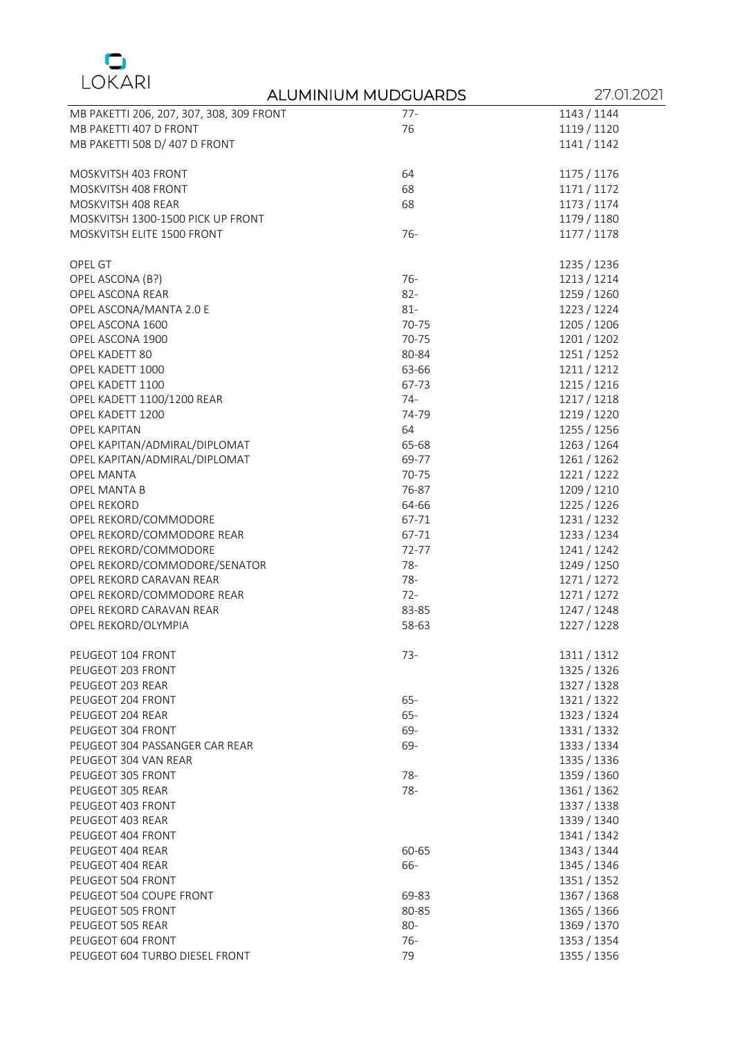LOKARI

## ALUMINIUM MUDGUARDS

27.01.2021

| | | |
|---|---|---|
| MB PAKETTI 206, 207, 307, 308, 309 FRONT | 77- | 1143 / 1144 |
| MB PAKETTI 407 D FRONT | 76 | 1119 / 1120 |
| MB PAKETTI 508 D/ 407 D FRONT | | 1141 / 1142 |
| | | |
| MOSKVITSH 403 FRONT | 64 | 1175 / 1176 |
| MOSKVITSH 408 FRONT | 68 | 1171 / 1172 |
| MOSKVITSH 408 REAR | 68 | 1173 / 1174 |
| MOSKVITSH 1300-1500 PICK UP FRONT | | 1179 / 1180 |
| MOSKVITSH ELITE 1500 FRONT | 76- | 1177 / 1178 |
| | | |
| OPEL GT | | 1235 / 1236 |
| OPEL ASCONA (B?) | 76- | 1213 / 1214 |
| OPEL ASCONA REAR | 82- | 1259 / 1260 |
| OPEL ASCONA/MANTA 2.0 E | 81- | 1223 / 1224 |
| OPEL ASCONA 1600 | 70-75 | 1205 / 1206 |
| OPEL ASCONA 1900 | 70-75 | 1201 / 1202 |
| OPEL KADETT 80 | 80-84 | 1251 / 1252 |
| OPEL KADETT 1000 | 63-66 | 1211 / 1212 |
| OPEL KADETT 1100 | 67-73 | 1215 / 1216 |
| OPEL KADETT 1100/1200 REAR | 74- | 1217 / 1218 |
| OPEL KADETT 1200 | 74-79 | 1219 / 1220 |
| OPEL KAPITAN | 64 | 1255 / 1256 |
| OPEL KAPITAN/ADMIRAL/DIPLOMAT | 65-68 | 1263 / 1264 |
| OPEL KAPITAN/ADMIRAL/DIPLOMAT | 69-77 | 1261 / 1262 |
| OPEL MANTA | 70-75 | 1221 / 1222 |
| OPEL MANTA B | 76-87 | 1209 / 1210 |
| OPEL REKORD | 64-66 | 1225 / 1226 |
| OPEL REKORD/COMMODORE | 67-71 | 1231 / 1232 |
| OPEL REKORD/COMMODORE REAR | 67-71 | 1233 / 1234 |
| OPEL REKORD/COMMODORE | 72-77 | 1241 / 1242 |
| OPEL REKORD/COMMODORE/SENATOR | 78- | 1249 / 1250 |
| OPEL REKORD CARAVAN REAR | 78- | 1271 / 1272 |
| OPEL REKORD/COMMODORE REAR | 72- | 1271 / 1272 |
| OPEL REKORD CARAVAN REAR | 83-85 | 1247 / 1248 |
| OPEL REKORD/OLYMPIA | 58-63 | 1227 / 1228 |
| | | |
| PEUGEOT 104 FRONT | 73- | 1311 / 1312 |
| PEUGEOT 203 FRONT | | 1325 / 1326 |
| PEUGEOT 203 REAR | | 1327 / 1328 |
| PEUGEOT 204 FRONT | 65- | 1321 / 1322 |
| PEUGEOT 204 REAR | 65- | 1323 / 1324 |
| PEUGEOT 304 FRONT | 69- | 1331 / 1332 |
| PEUGEOT 304 PASSANGER CAR REAR | 69- | 1333 / 1334 |
| PEUGEOT 304 VAN REAR | | 1335 / 1336 |
| PEUGEOT 305 FRONT | 78- | 1359 / 1360 |
| PEUGEOT 305 REAR | 78- | 1361 / 1362 |
| PEUGEOT 403 FRONT | | 1337 / 1338 |
| PEUGEOT 403 REAR | | 1339 / 1340 |
| PEUGEOT 404 FRONT | | 1341 / 1342 |
| PEUGEOT 404 REAR | 60-65 | 1343 / 1344 |
| PEUGEOT 404 REAR | 66- | 1345 / 1346 |
| PEUGEOT 504 FRONT | | 1351 / 1352 |
| PEUGEOT 504 COUPE FRONT | 69-83 | 1367 / 1368 |
| PEUGEOT 505 FRONT | 80-85 | 1365 / 1366 |
| PEUGEOT 505 REAR | 80- | 1369 / 1370 |
| PEUGEOT 604 FRONT | 76- | 1353 / 1354 |
| PEUGEOT 604 TURBO DIESEL FRONT | 79 | 1355 / 1356 |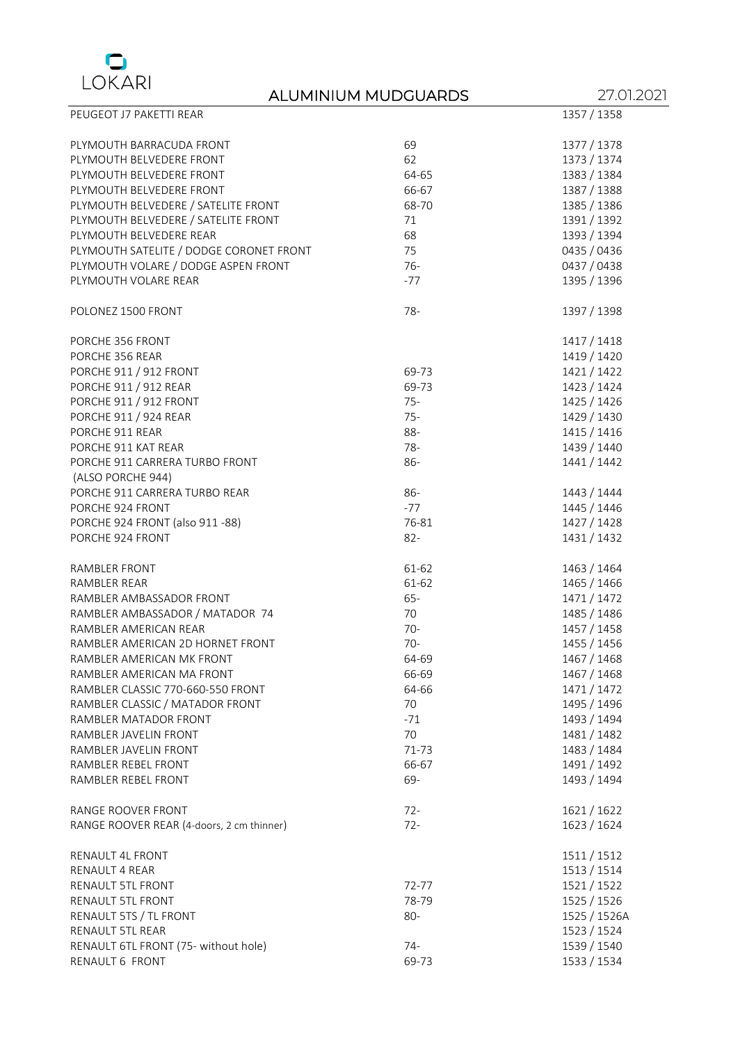# ALUMINIUM MUDGUARDS

27.01.2021

| | | |
|---|---|---|
| PEUGEOT J7 PAKETTI REAR | | 1357 / 1358 |
| | | |
| PLYMOUTH BARRACUDA FRONT | 69 | 1377 / 1378 |
| PLYMOUTH BELVEDERE FRONT | 62 | 1373 / 1374 |
| PLYMOUTH BELVEDERE FRONT | 64-65 | 1383 / 1384 |
| PLYMOUTH BELVEDERE FRONT | 66-67 | 1387 / 1388 |
| PLYMOUTH BELVEDERE / SATELITE FRONT | 68-70 | 1385 / 1386 |
| PLYMOUTH BELVEDERE / SATELITE FRONT | 71 | 1391 / 1392 |
| PLYMOUTH BELVEDERE REAR | 68 | 1393 / 1394 |
| PLYMOUTH SATELITE / DODGE CORONET FRONT | 75 | 0435 / 0436 |
| PLYMOUTH VOLARE / DODGE ASPEN FRONT | 76- | 0437 / 0438 |
| PLYMOUTH VOLARE REAR | -77 | 1395 / 1396 |
| | | |
| POLONEZ 1500 FRONT | 78- | 1397 / 1398 |
| | | |
| PORCHE 356 FRONT | | 1417 / 1418 |
| PORCHE 356 REAR | | 1419 / 1420 |
| PORCHE 911 / 912 FRONT | 69-73 | 1421 / 1422 |
| PORCHE 911 / 912 REAR | 69-73 | 1423 / 1424 |
| PORCHE 911 / 912 FRONT | 75- | 1425 / 1426 |
| PORCHE 911 / 924 REAR | 75- | 1429 / 1430 |
| PORCHE 911 REAR | 88- | 1415 / 1416 |
| PORCHE 911 KAT REAR | 78- | 1439 / 1440 |
| PORCHE 911 CARRERA TURBO FRONT (ALSO PORCHE 944) | 86- | 1441 / 1442 |
| PORCHE 911 CARRERA TURBO REAR | 86- | 1443 / 1444 |
| PORCHE 924 FRONT | -77 | 1445 / 1446 |
| PORCHE 924 FRONT (also 911 -88) | 76-81 | 1427 / 1428 |
| PORCHE 924 FRONT | 82- | 1431 / 1432 |
| | | |
| RAMBLER FRONT | 61-62 | 1463 / 1464 |
| RAMBLER REAR | 61-62 | 1465 / 1466 |
| RAMBLER AMBASSADOR FRONT | 65- | 1471 / 1472 |
| RAMBLER AMBASSADOR / MATADOR 74 | 70 | 1485 / 1486 |
| RAMBLER AMERICAN REAR | 70- | 1457 / 1458 |
| RAMBLER AMERICAN 2D HORNET FRONT | 70- | 1455 / 1456 |
| RAMBLER AMERICAN MK FRONT | 64-69 | 1467 / 1468 |
| RAMBLER AMERICAN MA FRONT | 66-69 | 1467 / 1468 |
| RAMBLER CLASSIC 770-660-550 FRONT | 64-66 | 1471 / 1472 |
| RAMBLER CLASSIC / MATADOR FRONT | 70 | 1495 / 1496 |
| RAMBLER MATADOR FRONT | -71 | 1493 / 1494 |
| RAMBLER JAVELIN FRONT | 70 | 1481 / 1482 |
| RAMBLER JAVELIN FRONT | 71-73 | 1483 / 1484 |
| RAMBLER REBEL FRONT | 66-67 | 1491 / 1492 |
| RAMBLER REBEL FRONT | 69- | 1493 / 1494 |
| | | |
| RANGE ROOVER FRONT | 72- | 1621 / 1622 |
| RANGE ROOVER REAR (4-doors, 2 cm thinner) | 72- | 1623 / 1624 |
| | | |
| RENAULT 4L FRONT | | 1511 / 1512 |
| RENAULT 4 REAR | | 1513 / 1514 |
| RENAULT 5TL FRONT | 72-77 | 1521 / 1522 |
| RENAULT 5TL FRONT | 78-79 | 1525 / 1526 |
| RENAULT 5TS / TL FRONT | 80- | 1525 / 1526A |
| RENAULT 5TL REAR | | 1523 / 1524 |
| RENAULT 6TL FRONT (75- without hole) | 74- | 1539 / 1540 |
| RENAULT 6 FRONT | 69-73 | 1533 / 1534 |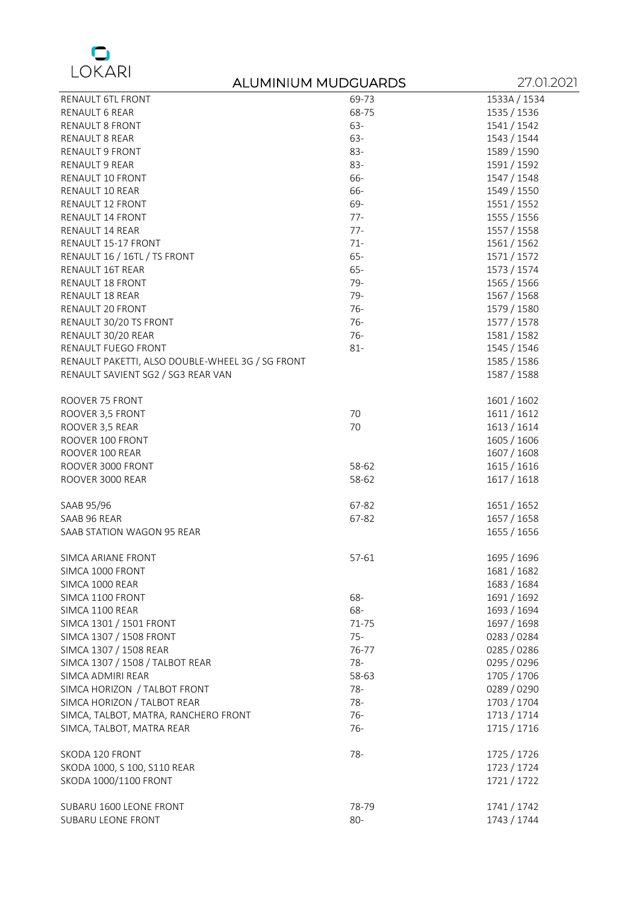LOKARI

# ALUMINIUM MUDGUARDS

27.01.2021

| | | |
|---|---|---|
| RENAULT 6TL FRONT | 69-73 | 1533A / 1534 |
| RENAULT 6 REAR | 68-75 | 1535 / 1536 |
| RENAULT 8 FRONT | 63- | 1541 / 1542 |
| RENAULT 8 REAR | 63- | 1543 / 1544 |
| RENAULT 9 FRONT | 83- | 1589 / 1590 |
| RENAULT 9 REAR | 83- | 1591 / 1592 |
| RENAULT 10 FRONT | 66- | 1547 / 1548 |
| RENAULT 10 REAR | 66- | 1549 / 1550 |
| RENAULT 12 FRONT | 69- | 1551 / 1552 |
| RENAULT 14 FRONT | 77- | 1555 / 1556 |
| RENAULT 14 REAR | 77- | 1557 / 1558 |
| RENAULT 15-17 FRONT | 71- | 1561 / 1562 |
| RENAULT 16 / 16TL / TS FRONT | 65- | 1571 / 1572 |
| RENAULT 16T REAR | 65- | 1573 / 1574 |
| RENAULT 18 FRONT | 79- | 1565 / 1566 |
| RENAULT 18 REAR | 79- | 1567 / 1568 |
| RENAULT 20 FRONT | 76- | 1579 / 1580 |
| RENAULT 30/20 TS FRONT | 76- | 1577 / 1578 |
| RENAULT 30/20 REAR | 76- | 1581 / 1582 |
| RENAULT FUEGO FRONT | 81- | 1545 / 1546 |
| RENAULT PAKETTI, ALSO DOUBLE-WHEEL 3G / SG FRONT | | 1585 / 1586 |
| RENAULT SAVIENT SG2 / SG3 REAR VAN | | 1587 / 1588 |
| | | |
| ROOVER 75 FRONT | | 1601 / 1602 |
| ROOVER 3,5 FRONT | 70 | 1611 / 1612 |
| ROOVER 3,5 REAR | 70 | 1613 / 1614 |
| ROOVER 100 FRONT | | 1605 / 1606 |
| ROOVER 100 REAR | | 1607 / 1608 |
| ROOVER 3000 FRONT | 58-62 | 1615 / 1616 |
| ROOVER 3000 REAR | 58-62 | 1617 / 1618 |
| | | |
| SAAB 95/96 | 67-82 | 1651 / 1652 |
| SAAB 96 REAR | 67-82 | 1657 / 1658 |
| SAAB STATION WAGON 95 REAR | | 1655 / 1656 |
| | | |
| SIMCA ARIANE FRONT | 57-61 | 1695 / 1696 |
| SIMCA 1000 FRONT | | 1681 / 1682 |
| SIMCA 1000 REAR | | 1683 / 1684 |
| SIMCA 1100 FRONT | 68- | 1691 / 1692 |
| SIMCA 1100 REAR | 68- | 1693 / 1694 |
| SIMCA 1301 / 1501 FRONT | 71-75 | 1697 / 1698 |
| SIMCA 1307 / 1508 FRONT | 75- | 0283 / 0284 |
| SIMCA 1307 / 1508 REAR | 76-77 | 0285 / 0286 |
| SIMCA 1307 / 1508 / TALBOT REAR | 78- | 0295 / 0296 |
| SIMCA ADMIRI REAR | 58-63 | 1705 / 1706 |
| SIMCA HORIZON / TALBOT FRONT | 78- | 0289 / 0290 |
| SIMCA HORIZON / TALBOT REAR | 78- | 1703 / 1704 |
| SIMCA, TALBOT, MATRA, RANCHERO FRONT | 76- | 1713 / 1714 |
| SIMCA, TALBOT, MATRA REAR | 76- | 1715 / 1716 |
| | | |
| SKODA 120 FRONT | 78- | 1725 / 1726 |
| SKODA 1000, S 100, S110 REAR | | 1723 / 1724 |
| SKODA 1000/1100 FRONT | | 1721 / 1722 |
| | | |
| SUBARU 1600 LEONE FRONT | 78-79 | 1741 / 1742 |
| SUBARU LEONE FRONT | 80- | 1743 / 1744 |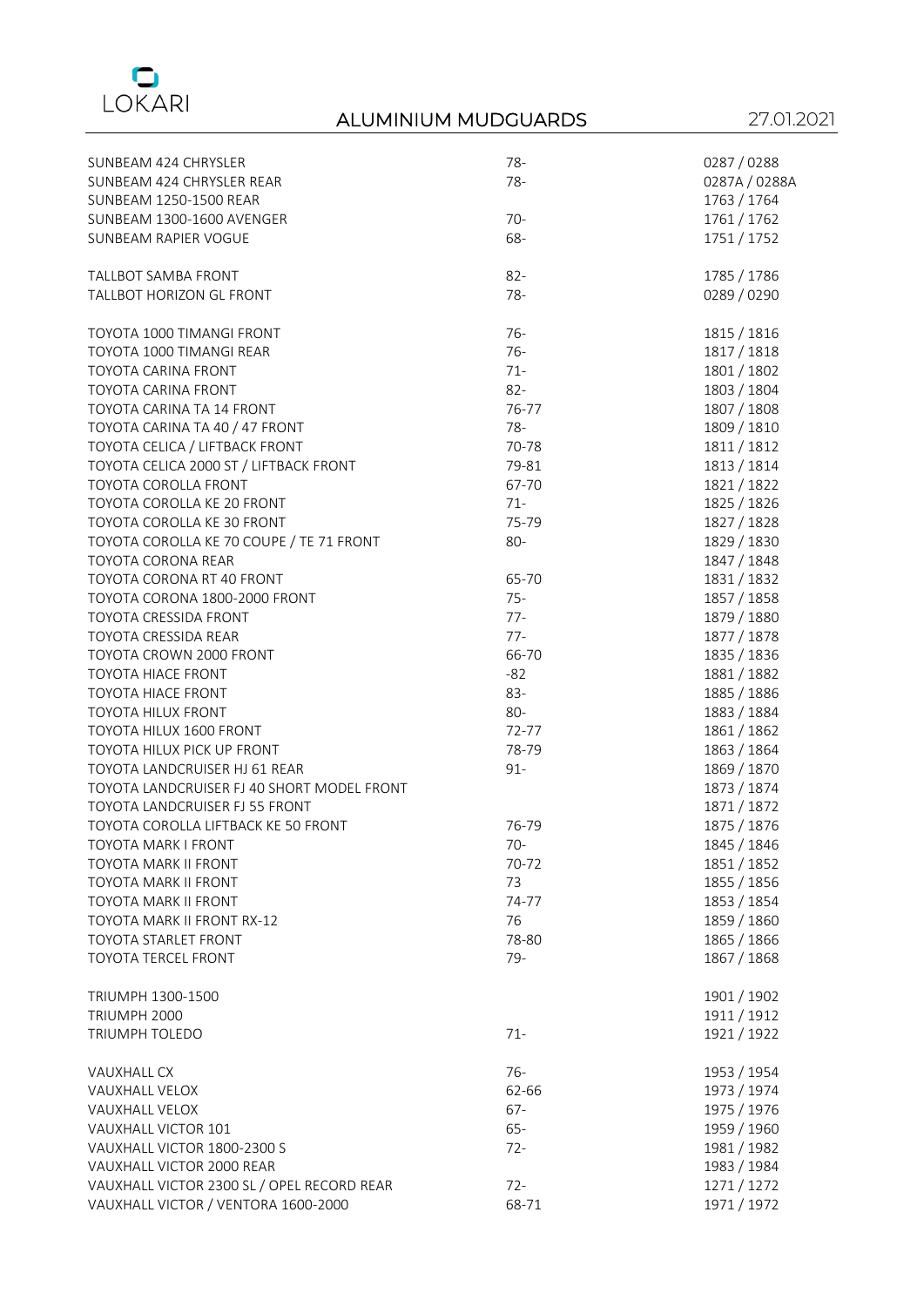# ALUMINIUM MUDGUARDS

27.01.2021

| | | |
|---|---|---|
| SUNBEAM 424 CHRYSLER | 78- | 0287 / 0288 |
| SUNBEAM 424 CHRYSLER REAR | 78- | 0287A / 0288A |
| SUNBEAM 1250-1500 REAR | | 1763 / 1764 |
| SUNBEAM 1300-1600 AVENGER | 70- | 1761 / 1762 |
| SUNBEAM RAPIER VOGUE | 68- | 1751 / 1752 |
| | | |
| TALLBOT SAMBA FRONT | 82- | 1785 / 1786 |
| TALLBOT HORIZON GL FRONT | 78- | 0289 / 0290 |
| | | |
| TOYOTA 1000 TIMANGI FRONT | 76- | 1815 / 1816 |
| TOYOTA 1000 TIMANGI REAR | 76- | 1817 / 1818 |
| TOYOTA CARINA FRONT | 71- | 1801 / 1802 |
| TOYOTA CARINA FRONT | 82- | 1803 / 1804 |
| TOYOTA CARINA TA 14 FRONT | 76-77 | 1807 / 1808 |
| TOYOTA CARINA TA 40 / 47 FRONT | 78- | 1809 / 1810 |
| TOYOTA CELICA / LIFTBACK FRONT | 70-78 | 1811 / 1812 |
| TOYOTA CELICA 2000 ST / LIFTBACK FRONT | 79-81 | 1813 / 1814 |
| TOYOTA COROLLA FRONT | 67-70 | 1821 / 1822 |
| TOYOTA COROLLA KE 20 FRONT | 71- | 1825 / 1826 |
| TOYOTA COROLLA KE 30 FRONT | 75-79 | 1827 / 1828 |
| TOYOTA COROLLA KE 70 COUPE / TE 71 FRONT | 80- | 1829 / 1830 |
| TOYOTA CORONA REAR | | 1847 / 1848 |
| TOYOTA CORONA RT 40 FRONT | 65-70 | 1831 / 1832 |
| TOYOTA CORONA 1800-2000 FRONT | 75- | 1857 / 1858 |
| TOYOTA CRESSIDA FRONT | 77- | 1879 / 1880 |
| TOYOTA CRESSIDA REAR | 77- | 1877 / 1878 |
| TOYOTA CROWN 2000 FRONT | 66-70 | 1835 / 1836 |
| TOYOTA HIACE FRONT | -82 | 1881 / 1882 |
| TOYOTA HIACE FRONT | 83- | 1885 / 1886 |
| TOYOTA HILUX FRONT | 80- | 1883 / 1884 |
| TOYOTA HILUX 1600 FRONT | 72-77 | 1861 / 1862 |
| TOYOTA HILUX PICK UP FRONT | 78-79 | 1863 / 1864 |
| TOYOTA LANDCRUISER HJ 61 REAR | 91- | 1869 / 1870 |
| TOYOTA LANDCRUISER FJ 40 SHORT MODEL FRONT | | 1873 / 1874 |
| TOYOTA LANDCRUISER FJ 55 FRONT | | 1871 / 1872 |
| TOYOTA COROLLA LIFTBACK KE 50 FRONT | 76-79 | 1875 / 1876 |
| TOYOTA MARK I FRONT | 70- | 1845 / 1846 |
| TOYOTA MARK II FRONT | 70-72 | 1851 / 1852 |
| TOYOTA MARK II FRONT | 73 | 1855 / 1856 |
| TOYOTA MARK II FRONT | 74-77 | 1853 / 1854 |
| TOYOTA MARK II FRONT RX-12 | 76 | 1859 / 1860 |
| TOYOTA STARLET FRONT | 78-80 | 1865 / 1866 |
| TOYOTA TERCEL FRONT | 79- | 1867 / 1868 |
| | | |
| TRIUMPH 1300-1500 | | 1901 / 1902 |
| TRIUMPH 2000 | | 1911 / 1912 |
| TRIUMPH TOLEDO | 71- | 1921 / 1922 |
| | | |
| VAUXHALL CX | 76- | 1953 / 1954 |
| VAUXHALL VELOX | 62-66 | 1973 / 1974 |
| VAUXHALL VELOX | 67- | 1975 / 1976 |
| VAUXHALL VICTOR 101 | 65- | 1959 / 1960 |
| VAUXHALL VICTOR 1800-2300 S | 72- | 1981 / 1982 |
| VAUXHALL VICTOR 2000 REAR | | 1983 / 1984 |
| VAUXHALL VICTOR 2300 SL / OPEL RECORD REAR | 72- | 1271 / 1272 |
| VAUXHALL VICTOR / VENTORA 1600-2000 | 68-71 | 1971 / 1972 |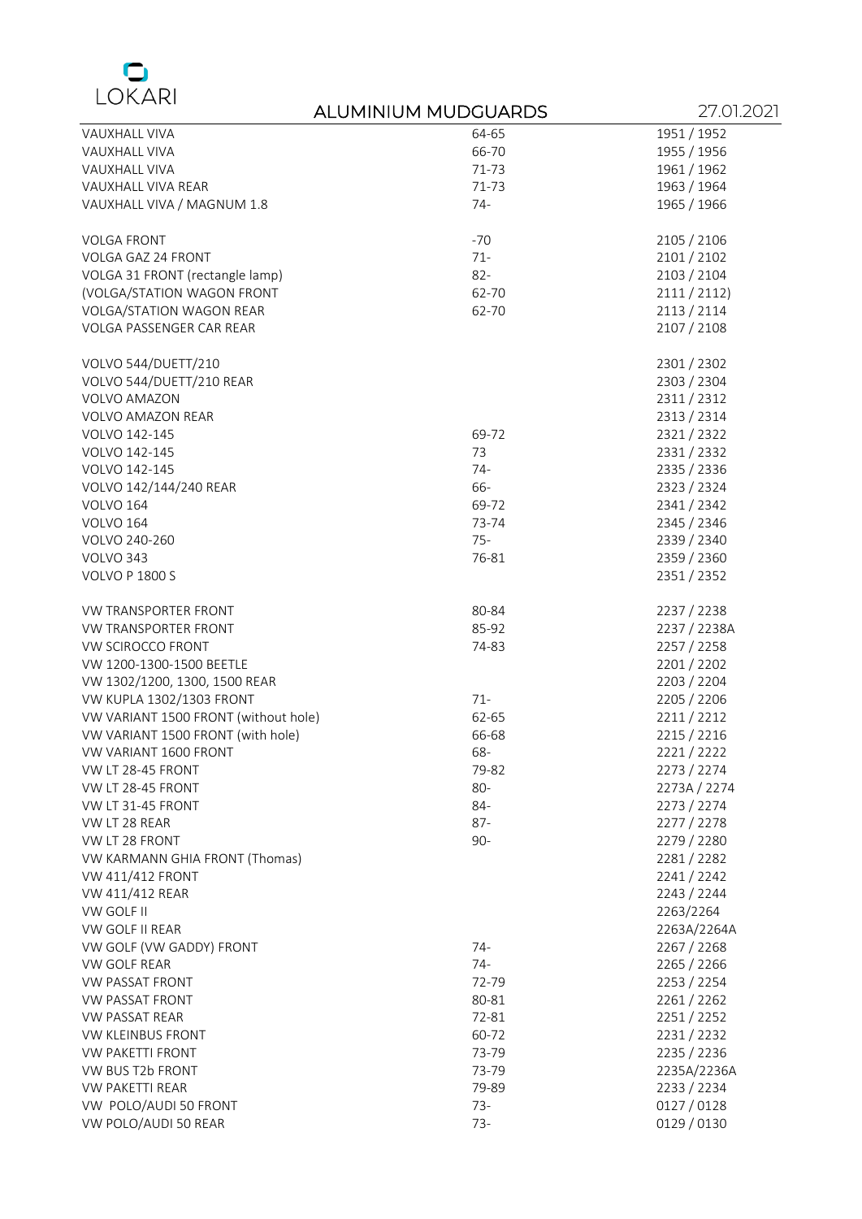LOKARI

## ALUMINIUM MUDGUARDS

27.01.2021

| | | |
|---|---|---|
| VAUXHALL VIVA | 64-65 | 1951 / 1952 |
| VAUXHALL VIVA | 66-70 | 1955 / 1956 |
| VAUXHALL VIVA | 71-73 | 1961 / 1962 |
| VAUXHALL VIVA REAR | 71-73 | 1963 / 1964 |
| VAUXHALL VIVA / MAGNUM 1.8 | 74- | 1965 / 1966 |
| | | |
| VOLGA FRONT | -70 | 2105 / 2106 |
| VOLGA GAZ 24 FRONT | 71- | 2101 / 2102 |
| VOLGA 31 FRONT (rectangle lamp) | 82- | 2103 / 2104 |
| (VOLGA/STATION WAGON FRONT | 62-70 | 2111 / 2112) |
| VOLGA/STATION WAGON REAR | 62-70 | 2113 / 2114 |
| VOLGA PASSENGER CAR REAR | | 2107 / 2108 |
| | | |
| VOLVO 544/DUETT/210 | | 2301 / 2302 |
| VOLVO 544/DUETT/210 REAR | | 2303 / 2304 |
| VOLVO AMAZON | | 2311 / 2312 |
| VOLVO AMAZON REAR | | 2313 / 2314 |
| VOLVO 142-145 | 69-72 | 2321 / 2322 |
| VOLVO 142-145 | 73 | 2331 / 2332 |
| VOLVO 142-145 | 74- | 2335 / 2336 |
| VOLVO 142/144/240 REAR | 66- | 2323 / 2324 |
| VOLVO 164 | 69-72 | 2341 / 2342 |
| VOLVO 164 | 73-74 | 2345 / 2346 |
| VOLVO 240-260 | 75- | 2339 / 2340 |
| VOLVO 343 | 76-81 | 2359 / 2360 |
| VOLVO P 1800 S | | 2351 / 2352 |
| | | |
| VW TRANSPORTER FRONT | 80-84 | 2237 / 2238 |
| VW TRANSPORTER FRONT | 85-92 | 2237 / 2238A |
| VW SCIROCCO FRONT | 74-83 | 2257 / 2258 |
| VW 1200-1300-1500 BEETLE | | 2201 / 2202 |
| VW 1302/1200, 1300, 1500 REAR | | 2203 / 2204 |
| VW KUPLA 1302/1303 FRONT | 71- | 2205 / 2206 |
| VW VARIANT 1500 FRONT (without hole) | 62-65 | 2211 / 2212 |
| VW VARIANT 1500 FRONT (with hole) | 66-68 | 2215 / 2216 |
| VW VARIANT 1600 FRONT | 68- | 2221 / 2222 |
| VW LT 28-45 FRONT | 79-82 | 2273 / 2274 |
| VW LT 28-45 FRONT | 80- | 2273A / 2274 |
| VW LT 31-45 FRONT | 84- | 2273 / 2274 |
| VW LT 28 REAR | 87- | 2277 / 2278 |
| VW LT 28 FRONT | 90- | 2279 / 2280 |
| VW KARMANN GHIA FRONT (Thomas) | | 2281 / 2282 |
| VW 411/412 FRONT | | 2241 / 2242 |
| VW 411/412 REAR | | 2243 / 2244 |
| VW GOLF II | | 2263/2264 |
| VW GOLF II REAR | | 2263A/2264A |
| VW GOLF (VW GADDY) FRONT | 74- | 2267 / 2268 |
| VW GOLF REAR | 74- | 2265 / 2266 |
| VW PASSAT FRONT | 72-79 | 2253 / 2254 |
| VW PASSAT FRONT | 80-81 | 2261 / 2262 |
| VW PASSAT REAR | 72-81 | 2251 / 2252 |
| VW KLEINBUS FRONT | 60-72 | 2231 / 2232 |
| VW PAKETTI FRONT | 73-79 | 2235 / 2236 |
| VW BUS T2b FRONT | 73-79 | 2235A/2236A |
| VW PAKETTI REAR | 79-89 | 2233 / 2234 |
| VW POLO/AUDI 50 FRONT | 73- | 0127 / 0128 |
| VW POLO/AUDI 50 REAR | 73- | 0129 / 0130 |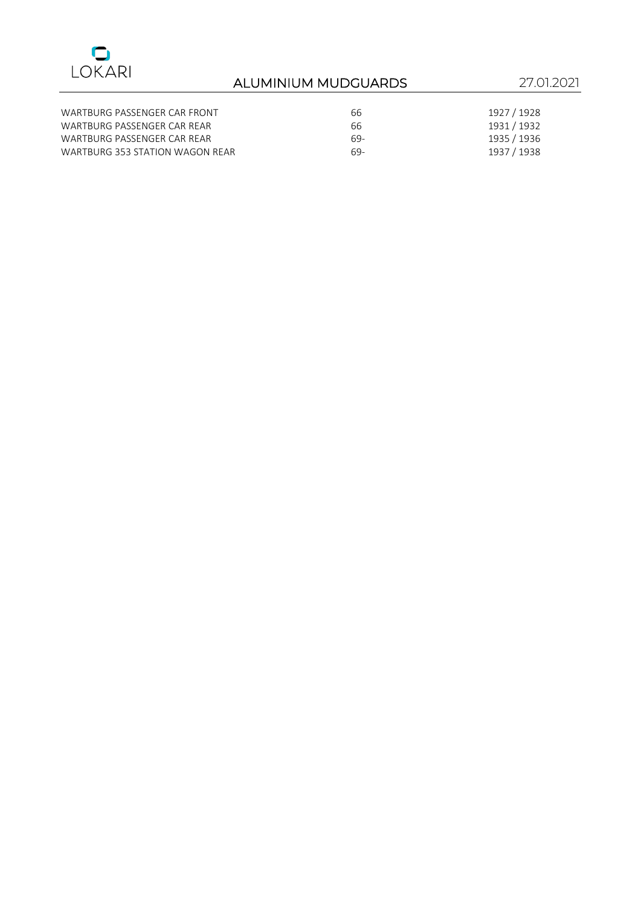LOKARI

## ALUMINIUM MUDGUARDS

27.01.2021

| | | |
|---|---|---|
| WARTBURG PASSENGER CAR FRONT | 66 | 1927 / 1928 |
| WARTBURG PASSENGER CAR REAR | 66 | 1931 / 1932 |
| WARTBURG PASSENGER CAR REAR | 69- | 1935 / 1936 |
| WARTBURG 353 STATION WAGON REAR | 69- | 1937 / 1938 |